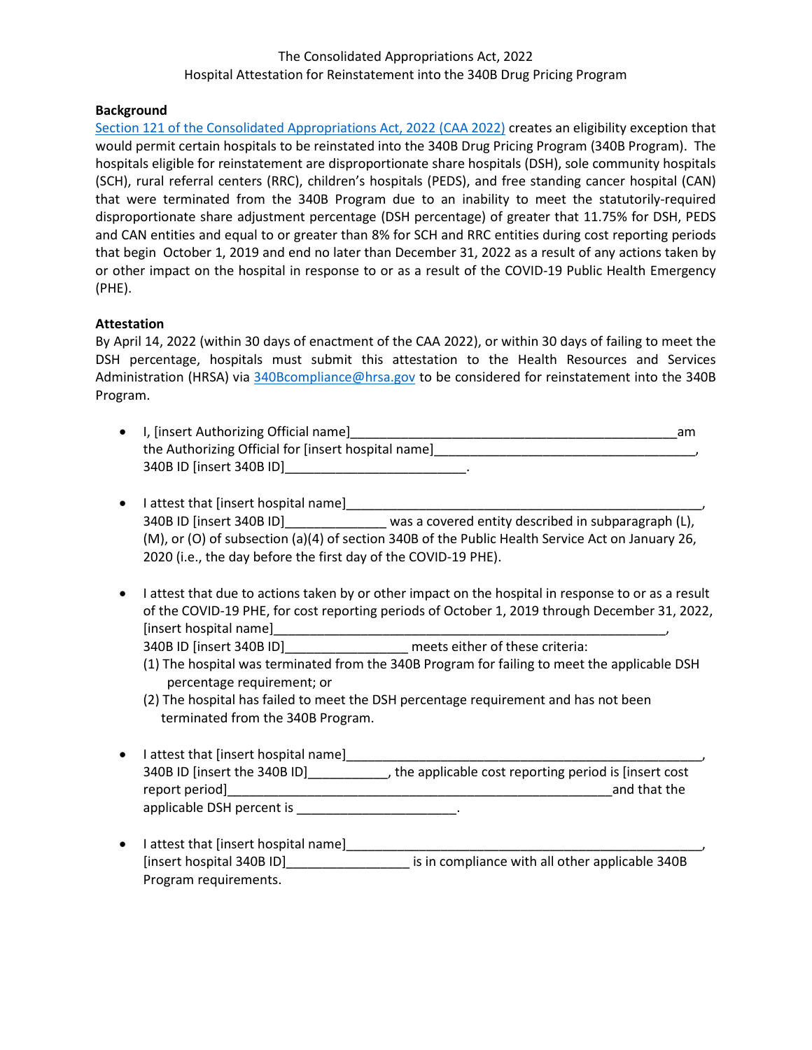The Consolidated Appropriations Act, 2022
Hospital Attestation for Reinstatement into the 340B Drug Pricing Program

**Background**

Section 121 of the Consolidated Appropriations Act, 2022 (CAA 2022) creates an eligibility exception that would permit certain hospitals to be reinstated into the 340B Drug Pricing Program (340B Program). The hospitals eligible for reinstatement are disproportionate share hospitals (DSH), sole community hospitals (SCH), rural referral centers (RRC), children's hospitals (PEDS), and free standing cancer hospital (CAN) that were terminated from the 340B Program due to an inability to meet the statutorily-required disproportionate share adjustment percentage (DSH percentage) of greater that 11.75% for DSH, PEDS and CAN entities and equal to or greater than 8% for SCH and RRC entities during cost reporting periods that begin October 1, 2019 and end no later than December 31, 2022 as a result of any actions taken by or other impact on the hospital in response to or as a result of the COVID-19 Public Health Emergency (PHE).

**Attestation**

By April 14, 2022 (within 30 days of enactment of the CAA 2022), or within 30 days of failing to meet the DSH percentage, hospitals must submit this attestation to the Health Resources and Services Administration (HRSA) via 340Bcompliance@hrsa.gov to be considered for reinstatement into the 340B Program.

- I, [insert Authorizing Official name]_____________________________________________am the Authorizing Official for [insert hospital name]___________________________________, 340B ID [insert 340B ID]_________________________.

- I attest that [insert hospital name]_________________________________________________, 340B ID [insert 340B ID]______________ was a covered entity described in subparagraph (L), (M), or (O) of subsection (a)(4) of section 340B of the Public Health Service Act on January 26, 2020 (i.e., the day before the first day of the COVID-19 PHE).

- I attest that due to actions taken by or other impact on the hospital in response to or as a result of the COVID-19 PHE, for cost reporting periods of October 1, 2019 through December 31, 2022, [insert hospital name]________________________________________________________, 340B ID [insert 340B ID]_________________ meets either of these criteria:
  (1) The hospital was terminated from the 340B Program for failing to meet the applicable DSH percentage requirement; or
  (2) The hospital has failed to meet the DSH percentage requirement and has not been terminated from the 340B Program.

- I attest that [insert hospital name]_________________________________________________, 340B ID [insert the 340B ID]___________, the applicable cost reporting period is [insert cost report period]_____________________________________________________and that the applicable DSH percent is ______________________.

- I attest that [insert hospital name]__________________________________________________, [insert hospital 340B ID]_________________ is in compliance with all other applicable 340B Program requirements.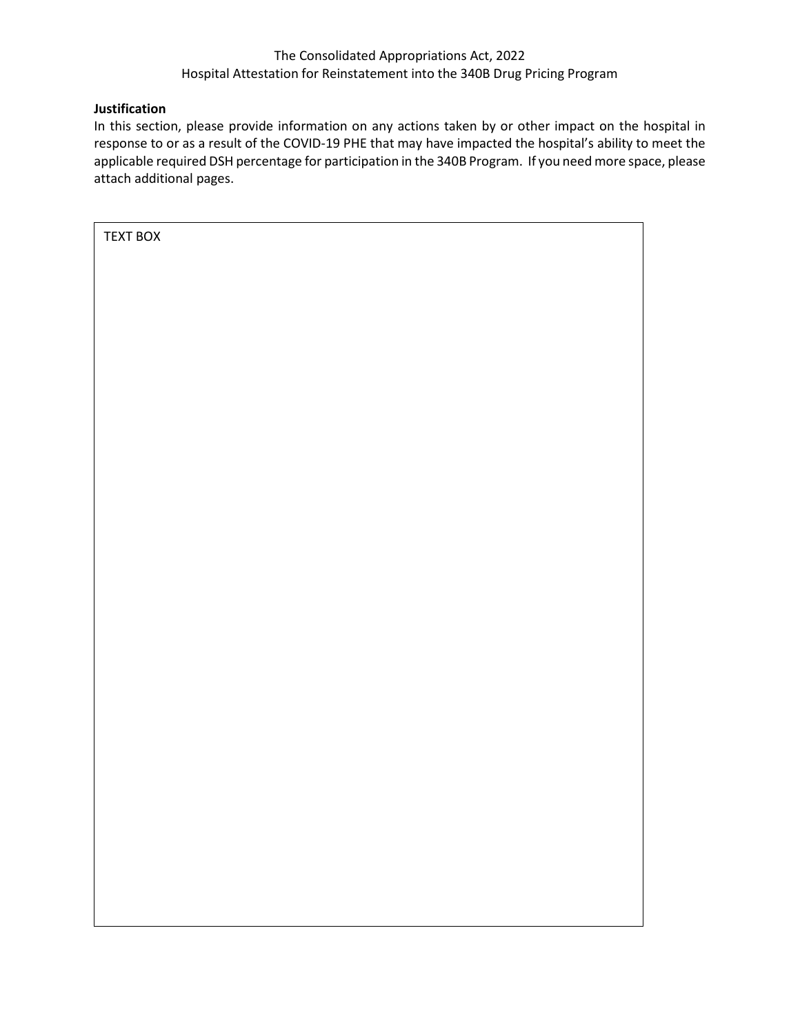The Consolidated Appropriations Act, 2022
Hospital Attestation for Reinstatement into the 340B Drug Pricing Program

**Justification**

In this section, please provide information on any actions taken by or other impact on the hospital in response to or as a result of the COVID-19 PHE that may have impacted the hospital's ability to meet the applicable required DSH percentage for participation in the 340B Program. If you need more space, please attach additional pages.

| TEXT BOX |
|---|
| |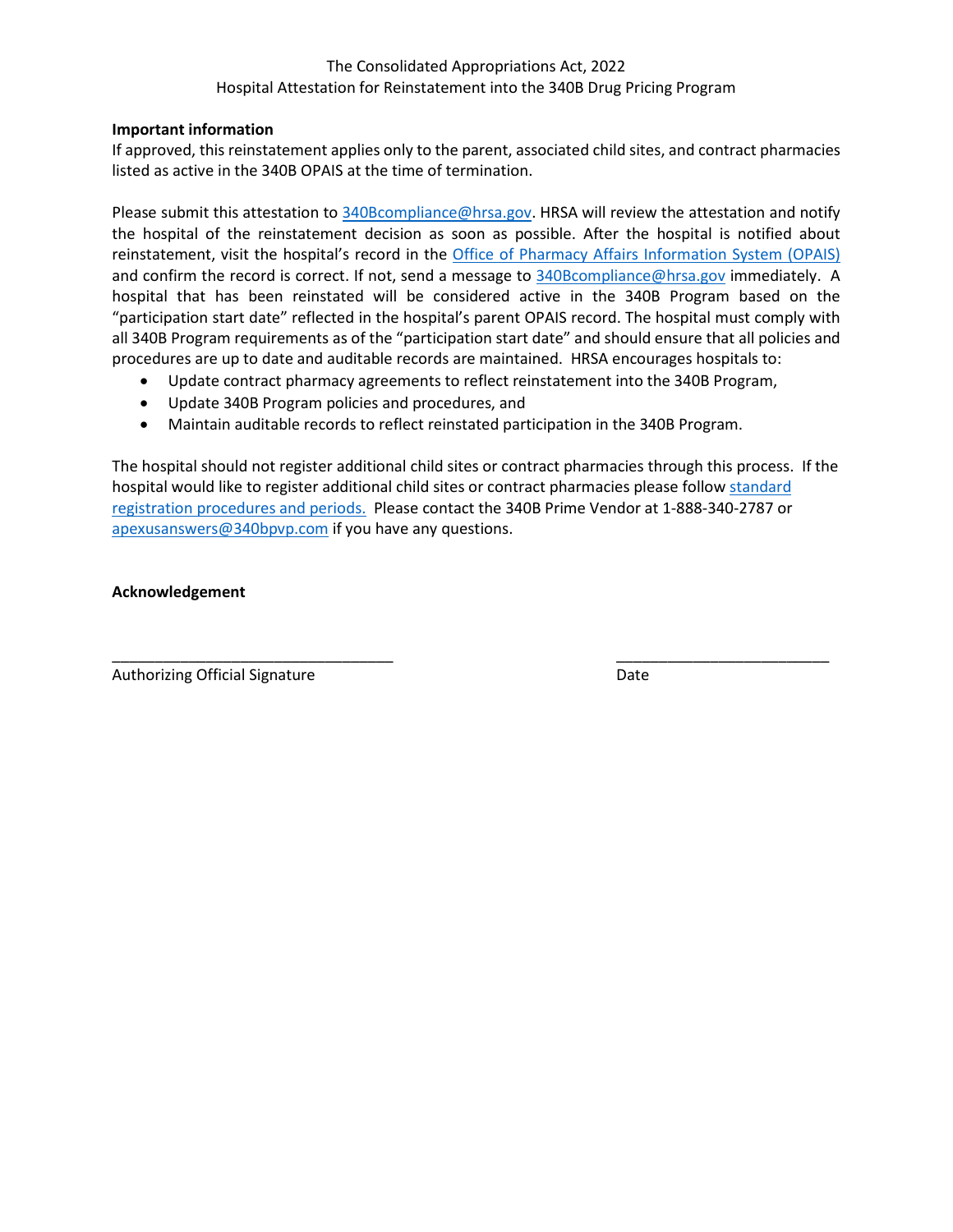The Consolidated Appropriations Act, 2022

Hospital Attestation for Reinstatement into the 340B Drug Pricing Program

**Important information**

If approved, this reinstatement applies only to the parent, associated child sites, and contract pharmacies listed as active in the 340B OPAIS at the time of termination.

Please submit this attestation to [340Bcompliance@hrsa.gov](mailto:340Bcompliance@hrsa.gov). HRSA will review the attestation and notify the hospital of the reinstatement decision as soon as possible. After the hospital is notified about reinstatement, visit the hospital's record in the Office of Pharmacy Affairs Information System (OPAIS) and confirm the record is correct. If not, send a message to [340Bcompliance@hrsa.gov](mailto:340Bcompliance@hrsa.gov) immediately. A hospital that has been reinstated will be considered active in the 340B Program based on the "participation start date" reflected in the hospital's parent OPAIS record. The hospital must comply with all 340B Program requirements as of the "participation start date" and should ensure that all policies and procedures are up to date and auditable records are maintained. HRSA encourages hospitals to:

- Update contract pharmacy agreements to reflect reinstatement into the 340B Program,
- Update 340B Program policies and procedures, and
- Maintain auditable records to reflect reinstated participation in the 340B Program.

The hospital should not register additional child sites or contract pharmacies through this process. If the hospital would like to register additional child sites or contract pharmacies please follow standard registration procedures and periods. Please contact the 340B Prime Vendor at 1-888-340-2787 or [apexusanswers@340bpvp.com](mailto:apexusanswers@340bpvp.com) if you have any questions.

**Acknowledgement**

_________________________________ Authorizing Official Signature

_________________________ Date